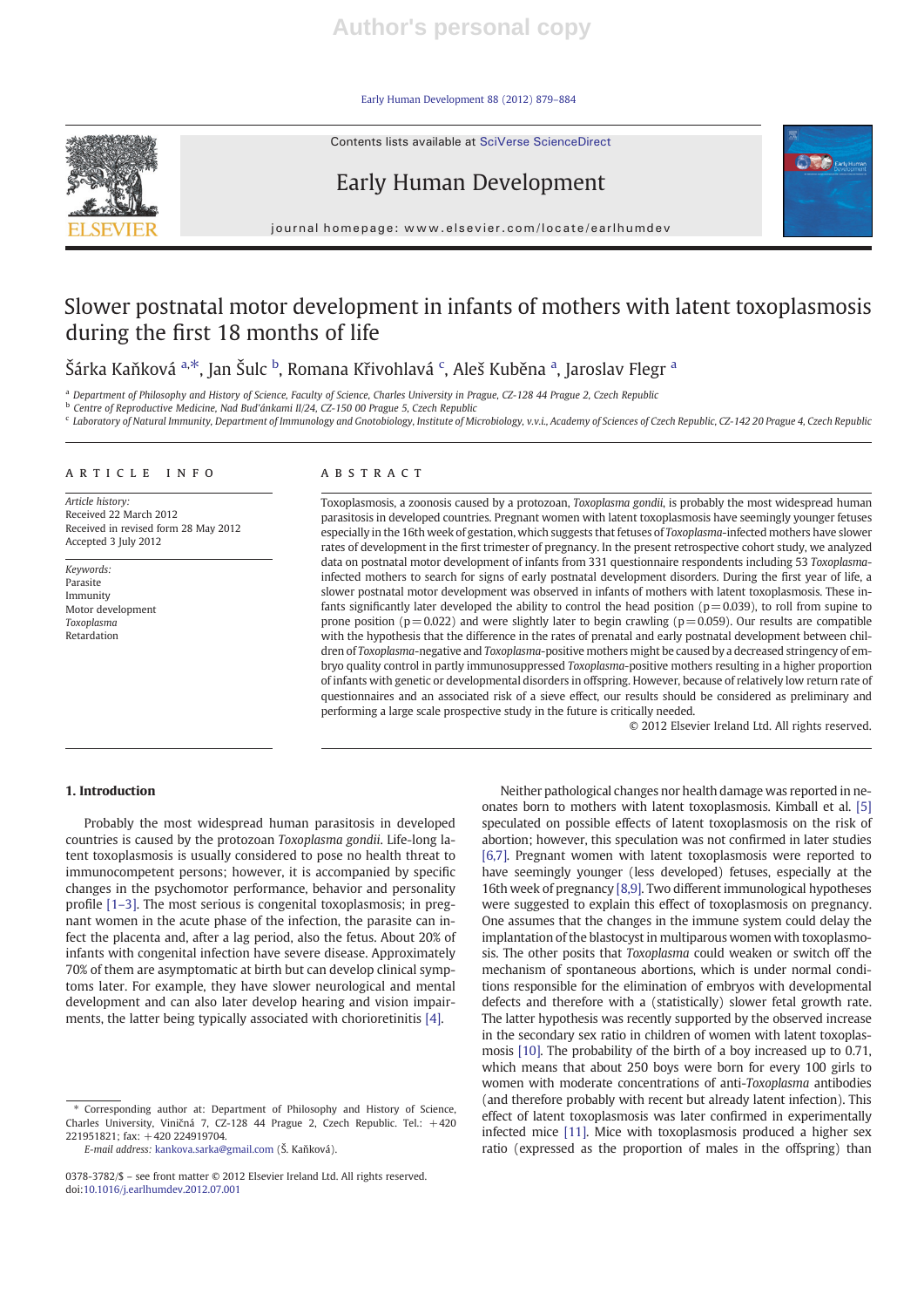# Slower postnatal motor development in infants of mothers with latent toxoplasmosis during the first 18 months of life

Šárka Kaňková [a,*], Jan Šulc [b], Romana Křivohlavá [c], Aleš Kuběna [a], Jaroslav Flegr [a]

[a] Department of Philosophy and History of Science, Faculty of Science, Charles University in Prague, CZ-128 44 Prague 2, Czech Republic
[b] Centre of Reproductive Medicine, Nad Bud'ánkami II/24, CZ-150 00 Prague 5, Czech Republic
[c] Laboratory of Natural Immunity, Department of Immunology and Gnotobiology, Institute of Microbiology, v.v.i., Academy of Sciences of Czech Republic, CZ-142 20 Prague 4, Czech Republic

## ARTICLE INFO

*Article history:*
Received 22 March 2012
Received in revised form 28 May 2012
Accepted 3 July 2012

*Keywords:*
Parasite
Immunity
Motor development
*Toxoplasma*
Retardation

## ABSTRACT

Toxoplasmosis, a zoonosis caused by a protozoan, *Toxoplasma gondii*, is probably the most widespread human parasitosis in developed countries. Pregnant women with latent toxoplasmosis have seemingly younger fetuses especially in the 16th week of gestation, which suggests that fetuses of *Toxoplasma*-infected mothers have slower rates of development in the first trimester of pregnancy. In the present retrospective cohort study, we analyzed data on postnatal motor development of infants from 331 questionnaire respondents including 53 *Toxoplasma*-infected mothers to search for signs of early postnatal development disorders. During the first year of life, a slower postnatal motor development was observed in infants of mothers with latent toxoplasmosis. These infants significantly later developed the ability to control the head position ($p = 0.039$), to roll from supine to prone position ($p = 0.022$) and were slightly later to begin crawling ($p = 0.059$). Our results are compatible with the hypothesis that the difference in the rates of prenatal and early postnatal development between children of *Toxoplasma*-negative and *Toxoplasma*-positive mothers might be caused by a decreased stringency of embryo quality control in partly immunosuppressed *Toxoplasma*-positive mothers resulting in a higher proportion of infants with genetic or developmental disorders in offspring. However, because of relatively low return rate of questionnaires and an associated risk of a sieve effect, our results should be considered as preliminary and performing a large scale prospective study in the future is critically needed.

© 2012 Elsevier Ireland Ltd. All rights reserved.

## 1. Introduction

Probably the most widespread human parasitosis in developed countries is caused by the protozoan *Toxoplasma gondii*. Life-long latent toxoplasmosis is usually considered to pose no health threat to immunocompetent persons; however, it is accompanied by specific changes in the psychomotor performance, behavior and personality profile [1–3]. The most serious is congenital toxoplasmosis; in pregnant women in the acute phase of the infection, the parasite can infect the placenta and, after a lag period, also the fetus. About 20% of infants with congenital infection have severe disease. Approximately 70% of them are asymptomatic at birth but can develop clinical symptoms later. For example, they have slower neurological and mental development and can also later develop hearing and vision impairments, the latter being typically associated with chorioretinitis [4].

Neither pathological changes nor health damage was reported in neonates born to mothers with latent toxoplasmosis. Kimball et al. [5] speculated on possible effects of latent toxoplasmosis on the risk of abortion; however, this speculation was not confirmed in later studies [6,7]. Pregnant women with latent toxoplasmosis were reported to have seemingly younger (less developed) fetuses, especially at the 16th week of pregnancy [8,9]. Two different immunological hypotheses were suggested to explain this effect of toxoplasmosis on pregnancy. One assumes that the changes in the immune system could delay the implantation of the blastocyst in multiparous women with toxoplasmosis. The other posits that *Toxoplasma* could weaken or switch off the mechanism of spontaneous abortions, which is under normal conditions responsible for the elimination of embryos with developmental defects and therefore with a (statistically) slower fetal growth rate. The latter hypothesis was recently supported by the observed increase in the secondary sex ratio in children of women with latent toxoplasmosis [10]. The probability of the birth of a boy increased up to 0.71, which means that about 250 boys were born for every 100 girls to women with moderate concentrations of anti-*Toxoplasma* antibodies (and therefore probably with recent but already latent infection). This effect of latent toxoplasmosis was later confirmed in experimentally infected mice [11]. Mice with toxoplasmosis produced a higher sex ratio (expressed as the proportion of males in the offspring) than

---

* Corresponding author at: Department of Philosophy and History of Science, Charles University, Viničná 7, CZ-128 44 Prague 2, Czech Republic. Tel.: +420 221951821; fax: +420 224919704.
E-mail address: kankova.sarka@gmail.com (Š. Kaňková).

0378-3782/$ – see front matter © 2012 Elsevier Ireland Ltd. All rights reserved.
doi:10.1016/j.earlhumdev.2012.07.001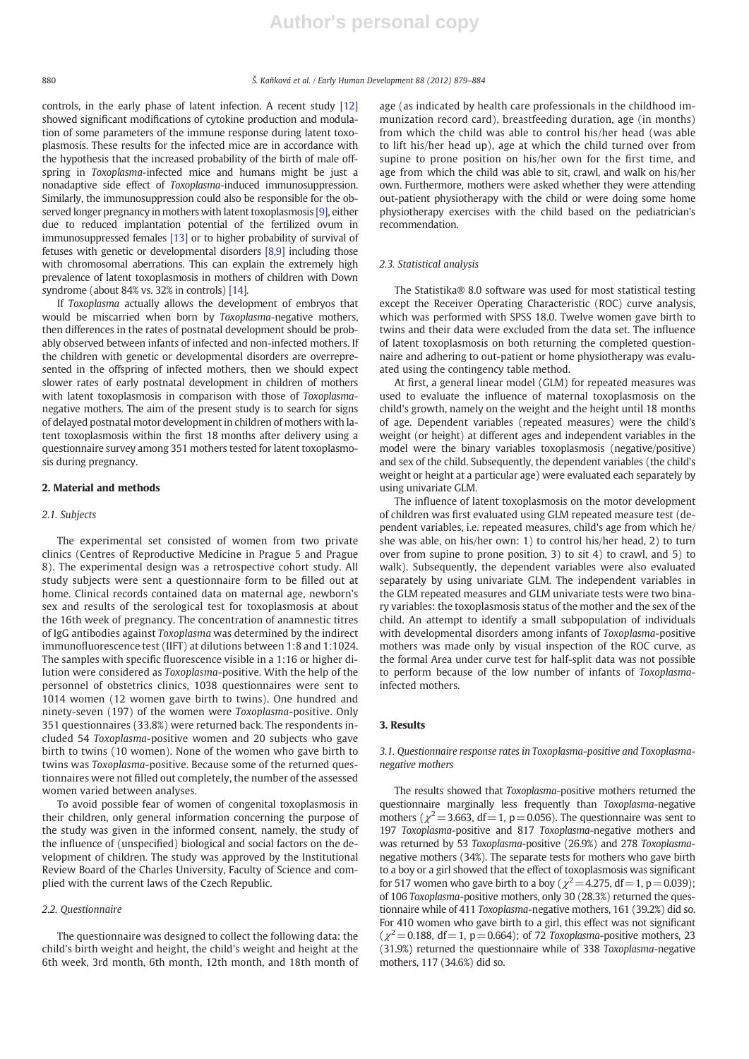controls, in the early phase of latent infection. A recent study [12] showed significant modifications of cytokine production and modulation of some parameters of the immune response during latent toxoplasmosis. These results for the infected mice are in accordance with the hypothesis that the increased probability of the birth of male offspring in *Toxoplasma*-infected mice and humans might be just a nonadaptive side effect of *Toxoplasma*-induced immunosuppression. Similarly, the immunosuppression could also be responsible for the observed longer pregnancy in mothers with latent toxoplasmosis [9], either due to reduced implantation potential of the fertilized ovum in immunosuppressed females [13] or to higher probability of survival of fetuses with genetic or developmental disorders [8,9] including those with chromosomal aberrations. This can explain the extremely high prevalence of latent toxoplasmosis in mothers of children with Down syndrome (about 84% vs. 32% in controls) [14].

If *Toxoplasma* actually allows the development of embryos that would be miscarried when born by *Toxoplasma*-negative mothers, then differences in the rates of postnatal development should be probably observed between infants of infected and non-infected mothers. If the children with genetic or developmental disorders are overrepresented in the offspring of infected mothers, then we should expect slower rates of early postnatal development in children of mothers with latent toxoplasmosis in comparison with those of *Toxoplasma*-negative mothers. The aim of the present study is to search for signs of delayed postnatal motor development in children of mothers with latent toxoplasmosis within the first 18 months after delivery using a questionnaire survey among 351 mothers tested for latent toxoplasmosis during pregnancy.

## 2. Material and methods

### 2.1. Subjects

The experimental set consisted of women from two private clinics (Centres of Reproductive Medicine in Prague 5 and Prague 8). The experimental design was a retrospective cohort study. All study subjects were sent a questionnaire form to be filled out at home. Clinical records contained data on maternal age, newborn's sex and results of the serological test for toxoplasmosis at about the 16th week of pregnancy. The concentration of anamnestic titres of IgG antibodies against *Toxoplasma* was determined by the indirect immunofluorescence test (IIFT) at dilutions between 1:8 and 1:1024. The samples with specific fluorescence visible in a 1:16 or higher dilution were considered as *Toxoplasma*-positive. With the help of the personnel of obstetrics clinics, 1038 questionnaires were sent to 1014 women (12 women gave birth to twins). One hundred and ninety-seven (197) of the women were *Toxoplasma*-positive. Only 351 questionnaires (33.8%) were returned back. The respondents included 54 *Toxoplasma*-positive women and 20 subjects who gave birth to twins (10 women). None of the women who gave birth to twins was *Toxoplasma*-positive. Because some of the returned questionnaires were not filled out completely, the number of the assessed women varied between analyses.

To avoid possible fear of women of congenital toxoplasmosis in their children, only general information concerning the purpose of the study was given in the informed consent, namely, the study of the influence of (unspecified) biological and social factors on the development of children. The study was approved by the Institutional Review Board of the Charles University, Faculty of Science and complied with the current laws of the Czech Republic.

### 2.2. Questionnaire

The questionnaire was designed to collect the following data: the child's birth weight and height, the child's weight and height at the 6th week, 3rd month, 6th month, 12th month, and 18th month of age (as indicated by health care professionals in the childhood immunization record card), breastfeeding duration, age (in months) from which the child was able to control his/her head (was able to lift his/her head up), age at which the child turned over from supine to prone position on his/her own for the first time, and age from which the child was able to sit, crawl, and walk on his/her own. Furthermore, mothers were asked whether they were attending out-patient physiotherapy with the child or were doing some home physiotherapy exercises with the child based on the pediatrician's recommendation.

### 2.3. Statistical analysis

The Statistika® 8.0 software was used for most statistical testing except the Receiver Operating Characteristic (ROC) curve analysis, which was performed with SPSS 18.0. Twelve women gave birth to twins and their data were excluded from the data set. The influence of latent toxoplasmosis on both returning the completed questionnaire and adhering to out-patient or home physiotherapy was evaluated using the contingency table method.

At first, a general linear model (GLM) for repeated measures was used to evaluate the influence of maternal toxoplasmosis on the child's growth, namely on the weight and the height until 18 months of age. Dependent variables (repeated measures) were the child's weight (or height) at different ages and independent variables in the model were the binary variables toxoplasmosis (negative/positive) and sex of the child. Subsequently, the dependent variables (the child's weight or height at a particular age) were evaluated each separately by using univariate GLM.

The influence of latent toxoplasmosis on the motor development of children was first evaluated using GLM repeated measure test (dependent variables, i.e. repeated measures, child's age from which he/she was able, on his/her own: 1) to control his/her head, 2) to turn over from supine to prone position, 3) to sit 4) to crawl, and 5) to walk). Subsequently, the dependent variables were also evaluated separately by using univariate GLM. The independent variables in the GLM repeated measures and GLM univariate tests were two binary variables: the toxoplasmosis status of the mother and the sex of the child. An attempt to identify a small subpopulation of individuals with developmental disorders among infants of *Toxoplasma*-positive mothers was made only by visual inspection of the ROC curve, as the formal Area under curve test for half-split data was not possible to perform because of the low number of infants of *Toxoplasma*-infected mothers.

## 3. Results

### 3.1. Questionnaire response rates in Toxoplasma-positive and Toxoplasma-negative mothers

The results showed that *Toxoplasma*-positive mothers returned the questionnaire marginally less frequently than *Toxoplasma*-negative mothers ($\chi^2 = 3.663$, df = 1, p = 0.056). The questionnaire was sent to 197 *Toxoplasma*-positive and 817 *Toxoplasma*-negative mothers and was returned by 53 *Toxoplasma*-positive (26.9%) and 278 *Toxoplasma*-negative mothers (34%). The separate tests for mothers who gave birth to a boy or a girl showed that the effect of toxoplasmosis was significant for 517 women who gave birth to a boy ($\chi^2 = 4.275$, df = 1, p = 0.039); of 106 *Toxoplasma*-positive mothers, only 30 (28.3%) returned the questionnaire while of 411 *Toxoplasma*-negative mothers, 161 (39.2%) did so. For 410 women who gave birth to a girl, this effect was not significant ($\chi^2 = 0.188$, df = 1, p = 0.664); of 72 *Toxoplasma*-positive mothers, 23 (31.9%) returned the questionnaire while of 338 *Toxoplasma*-negative mothers, 117 (34.6%) did so.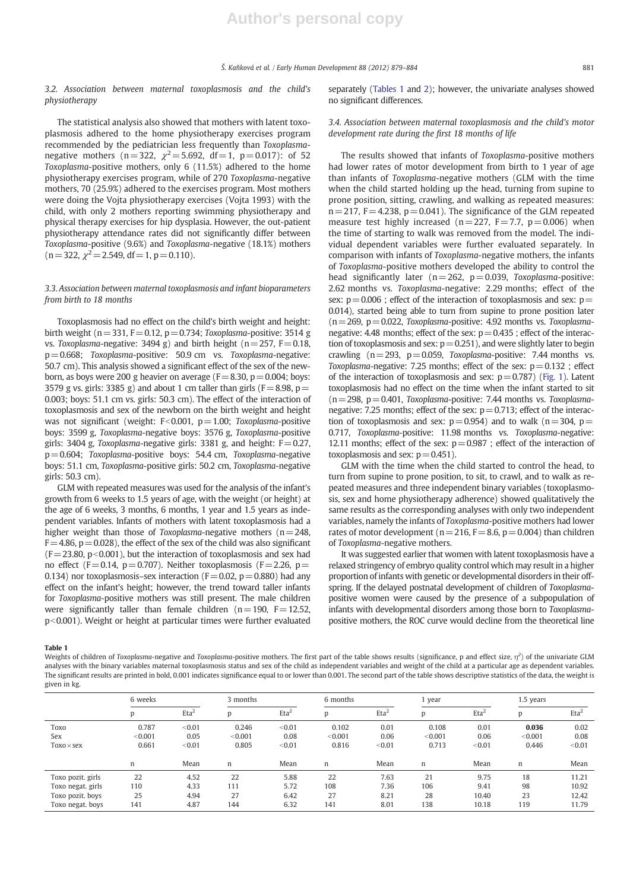### 3.2. Association between maternal toxoplasmosis and the child's physiotherapy

The statistical analysis also showed that mothers with latent toxoplasmosis adhered to the home physiotherapy exercises program recommended by the pediatrician less frequently than *Toxoplasma*-negative mothers (n = 322, $\chi^2$ = 5.692, df = 1, p = 0.017): of 52 *Toxoplasma*-positive mothers, only 6 (11.5%) adhered to the home physiotherapy exercises program, while of 270 *Toxoplasma*-negative mothers, 70 (25.9%) adhered to the exercises program. Most mothers were doing the Vojta physiotherapy exercises (Vojta 1993) with the child, with only 2 mothers reporting swimming physiotherapy and physical therapy exercises for hip dysplasia. However, the out-patient physiotherapy attendance rates did not significantly differ between *Toxoplasma*-positive (9.6%) and *Toxoplasma*-negative (18.1%) mothers (n = 322, $\chi^2$ = 2.549, df = 1, p = 0.110).

### 3.3. Association between maternal toxoplasmosis and infant bioparameters from birth to 18 months

Toxoplasmosis had no effect on the child's birth weight and height: birth weight (n = 331, F = 0.12, p = 0.734; *Toxoplasma*-positive: 3514 g vs. *Toxoplasma*-negative: 3494 g) and birth height (n = 257, F = 0.18, p = 0.668; *Toxoplasma*-positive: 50.9 cm vs. *Toxoplasma*-negative: 50.7 cm). This analysis showed a significant effect of the sex of the newborn, as boys were 200 g heavier on average (F = 8.30, p = 0.004; boys: 3579 g vs. girls: 3385 g) and about 1 cm taller than girls (F = 8.98, p = 0.003; boys: 51.1 cm vs. girls: 50.3 cm). The effect of the interaction of toxoplasmosis and sex of the newborn on the birth weight and height was not significant (weight: F < 0.001, p = 1.00; *Toxoplasma*-positive boys: 3599 g, *Toxoplasma*-negative boys: 3576 g, *Toxoplasma*-positive girls: 3404 g, *Toxoplasma*-negative girls: 3381 g, and height: F = 0.27, p = 0.604; *Toxoplasma*-positive boys: 54.4 cm, *Toxoplasma*-negative boys: 51.1 cm, *Toxoplasma*-positive girls: 50.2 cm, *Toxoplasma*-negative girls: 50.3 cm).

GLM with repeated measures was used for the analysis of the infant's growth from 6 weeks to 1.5 years of age, with the weight (or height) at the age of 6 weeks, 3 months, 6 months, 1 year and 1.5 years as independent variables. Infants of mothers with latent toxoplasmosis had a higher weight than those of *Toxoplasma*-negative mothers (n = 248, F = 4.86, p = 0.028), the effect of the sex of the child was also significant (F = 23.80, p < 0.001), but the interaction of toxoplasmosis and sex had no effect (F = 0.14, p = 0.707). Neither toxoplasmosis (F = 2.26, p = 0.134) nor toxoplasmosis–sex interaction (F = 0.02, p = 0.880) had any effect on the infant's height; however, the trend toward taller infants for *Toxoplasma*-positive mothers was still present. The male children were significantly taller than female children (n = 190, F = 12.52, p < 0.001). Weight or height at particular times were further evaluated separately (Tables 1 and 2); however, the univariate analyses showed no significant differences.

### 3.4. Association between maternal toxoplasmosis and the child's motor development rate during the first 18 months of life

The results showed that infants of *Toxoplasma*-positive mothers had lower rates of motor development from birth to 1 year of age than infants of *Toxoplasma*-negative mothers (GLM with the time when the child started holding up the head, turning from supine to prone position, sitting, crawling, and walking as repeated measures: n = 217, F = 4.238, p = 0.041). The significance of the GLM repeated measure test highly increased (n = 227, F = 7.7, p = 0.006) when the time of starting to walk was removed from the model. The individual dependent variables were further evaluated separately. In comparison with infants of *Toxoplasma*-negative mothers, the infants of *Toxoplasma*-positive mothers developed the ability to control the head significantly later (n = 262, p = 0.039, *Toxoplasma*-positive: 2.62 months vs. *Toxoplasma*-negative: 2.29 months; effect of the sex: p = 0.006 ; effect of the interaction of toxoplasmosis and sex: p = 0.014), started being able to turn from supine to prone position later (n = 269, p = 0.022, *Toxoplasma*-positive: 4.92 months vs. *Toxoplasma*-negative: 4.48 months; effect of the sex: p = 0.435 ; effect of the interaction of toxoplasmosis and sex: p = 0.251), and were slightly later to begin crawling (n = 293, p = 0.059, *Toxoplasma*-positive: 7.44 months vs. *Toxoplasma*-negative: 7.25 months; effect of the sex: p = 0.132 ; effect of the interaction of toxoplasmosis and sex: p = 0.787) (Fig. 1). Latent toxoplasmosis had no effect on the time when the infant started to sit (n = 298, p = 0.401, *Toxoplasma*-positive: 7.44 months vs. *Toxoplasma*-negative: 7.25 months; effect of the sex: p = 0.713; effect of the interaction of toxoplasmosis and sex: p = 0.954) and to walk (n = 304, p = 0.717, *Toxoplasma*-positive: 11.98 months vs. *Toxoplasma*-negative: 12.11 months; effect of the sex: p = 0.987 ; effect of the interaction of toxoplasmosis and sex: p = 0.451).

GLM with the time when the child started to control the head, to turn from supine to prone position, to sit, to crawl, and to walk as repeated measures and three independent binary variables (toxoplasmosis, sex and home physiotherapy adherence) showed qualitatively the same results as the corresponding analyses with only two independent variables, namely the infants of *Toxoplasma*-positive mothers had lower rates of motor development (n = 216, F = 8.6, p = 0.004) than children of *Toxoplasma*-negative mothers.

It was suggested earlier that women with latent toxoplasmosis have a relaxed stringency of embryo quality control which may result in a higher proportion of infants with genetic or developmental disorders in their offspring. If the delayed postnatal development of children of *Toxoplasma*-positive women were caused by the presence of a subpopulation of infants with developmental disorders among those born to *Toxoplasma*-positive mothers, the ROC curve would decline from the theoretical line

**Table 1**

Weights of children of *Toxoplasma*-negative and *Toxoplasma*-positive mothers. The first part of the table shows results (significance, p and effect size, $\eta^2$) of the univariate GLM analyses with the binary variables maternal toxoplasmosis status and sex of the child as independent variables and weight of the child at a particular age as dependent variables. The significant results are printed in bold, 0.001 indicates significance equal to or lower than 0.001. The second part of the table shows descriptive statistics of the data, the weight is given in kg.

| | 6 weeks | | 3 months | | 6 months | | 1 year | | 1.5 years | |
|---|---|---|---|---|---|---|---|---|---|---|
| | p | Eta$^2$ | p | Eta$^2$ | p | Eta$^2$ | p | Eta$^2$ | p | Eta$^2$ |
| Toxo | 0.787 | <0.01 | 0.246 | <0.01 | 0.102 | 0.01 | 0.108 | 0.01 | **0.036** | 0.02 |
| Sex | <0.001 | 0.05 | <0.001 | 0.08 | <0.001 | 0.06 | <0.001 | 0.06 | <0.001 | 0.08 |
| Toxo × sex | 0.661 | <0.01 | 0.805 | <0.01 | 0.816 | <0.01 | 0.713 | <0.01 | 0.446 | <0.01 |
| | n | Mean | n | Mean | n | Mean | n | Mean | n | Mean |
| Toxo pozit. girls | 22 | 4.52 | 22 | 5.88 | 22 | 7.63 | 21 | 9.75 | 18 | 11.21 |
| Toxo negat. girls | 110 | 4.33 | 111 | 5.72 | 108 | 7.36 | 106 | 9.41 | 98 | 10.92 |
| Toxo pozit. boys | 25 | 4.94 | 27 | 6.42 | 27 | 8.21 | 28 | 10.40 | 23 | 12.42 |
| Toxo negat. boys | 141 | 4.87 | 144 | 6.32 | 141 | 8.01 | 138 | 10.18 | 119 | 11.79 |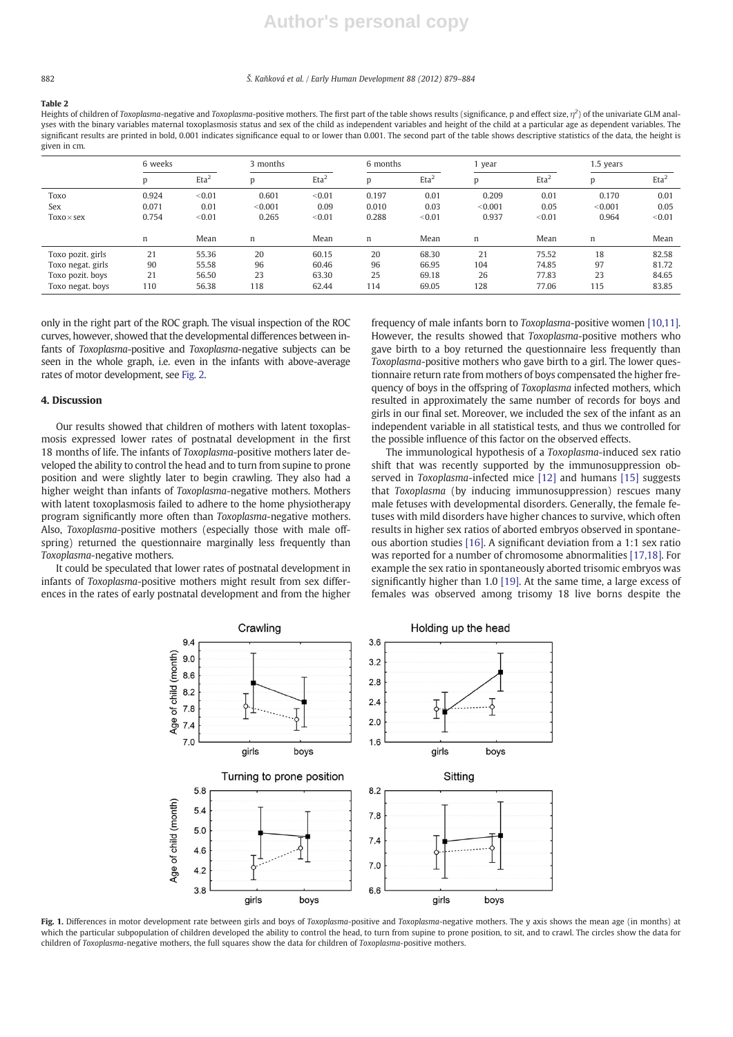**Table 2**

Heights of children of *Toxoplasma*-negative and *Toxoplasma*-positive mothers. The first part of the table shows results (significance, p and effect size, $\eta^2$) of the univariate GLM analyses with the binary variables maternal toxoplasmosis status and sex of the child as independent variables and height of the child at a particular age as dependent variables. The significant results are printed in bold, 0.001 indicates significance equal to or lower than 0.001. The second part of the table shows descriptive statistics of the data, the height is given in cm.

| | 6 weeks | | 3 months | | 6 months | | 1 year | | 1.5 years | |
|---|---|---|---|---|---|---|---|---|---|---|
| | p | Eta$^2$ | p | Eta$^2$ | p | Eta$^2$ | p | Eta$^2$ | p | Eta$^2$ |
| Toxo | 0.924 | <0.01 | 0.601 | <0.01 | 0.197 | 0.01 | 0.209 | 0.01 | 0.170 | 0.01 |
| Sex | 0.071 | 0.01 | **<0.001** | **0.09** | **0.010** | **0.03** | **<0.001** | **0.05** | **<0.001** | **0.05** |
| Toxo × sex | 0.754 | <0.01 | 0.265 | <0.01 | 0.288 | <0.01 | 0.937 | <0.01 | 0.964 | <0.01 |
| | n | Mean | n | Mean | n | Mean | n | Mean | n | Mean |
| Toxo pozit. girls | 21 | 55.36 | 20 | 60.15 | 20 | 68.30 | 21 | 75.52 | 18 | 82.58 |
| Toxo negat. girls | 90 | 55.58 | 96 | 60.46 | 96 | 66.95 | 104 | 74.85 | 97 | 81.72 |
| Toxo pozit. boys | 21 | 56.50 | 23 | 63.30 | 25 | 69.18 | 26 | 77.83 | 23 | 84.65 |
| Toxo negat. boys | 110 | 56.38 | 118 | 62.44 | 114 | 69.05 | 128 | 77.06 | 115 | 83.85 |

only in the right part of the ROC graph. The visual inspection of the ROC curves, however, showed that the developmental differences between infants of *Toxoplasma*-positive and *Toxoplasma*-negative subjects can be seen in the whole graph, i.e. even in the infants with above-average rates of motor development, see Fig. 2.

## 4. Discussion

Our results showed that children of mothers with latent toxoplasmosis expressed lower rates of postnatal development in the first 18 months of life. The infants of *Toxoplasma*-positive mothers later developed the ability to control the head and to turn from supine to prone position and were slightly later to begin crawling. They also had a higher weight than infants of *Toxoplasma*-negative mothers. Mothers with latent toxoplasmosis failed to adhere to the home physiotherapy program significantly more often than *Toxoplasma*-negative mothers. Also, *Toxoplasma*-positive mothers (especially those with male offspring) returned the questionnaire marginally less frequently than *Toxoplasma*-negative mothers.

It could be speculated that lower rates of postnatal development in infants of *Toxoplasma*-positive mothers might result from sex differences in the rates of early postnatal development and from the higher frequency of male infants born to *Toxoplasma*-positive women [10,11]. However, the results showed that *Toxoplasma*-positive mothers who gave birth to a boy returned the questionnaire less frequently than *Toxoplasma*-positive mothers who gave birth to a girl. The lower questionnaire return rate from mothers of boys compensated the higher frequency of boys in the offspring of *Toxoplasma* infected mothers, which resulted in approximately the same number of records for boys and girls in our final set. Moreover, we included the sex of the infant as an independent variable in all statistical tests, and thus we controlled for the possible influence of this factor on the observed effects.

The immunological hypothesis of a *Toxoplasma*-induced sex ratio shift that was recently supported by the immunosuppression observed in *Toxoplasma*-infected mice [12] and humans [15] suggests that *Toxoplasma* (by inducing immunosuppression) rescues many male fetuses with developmental disorders. Generally, the female fetuses with mild disorders have higher chances to survive, which often results in higher sex ratios of aborted embryos observed in spontaneous abortion studies [16]. A significant deviation from a 1:1 sex ratio was reported for a number of chromosome abnormalities [17,18]. For example the sex ratio in spontaneously aborted trisomic embryos was significantly higher than 1.0 [19]. At the same time, a large excess of females was observed among trisomy 18 live borns despite the

Crawling
Holding up the head
Turning to prone position
Sitting
Age of child (month)
girls
boys

Fig. 1. Differences in motor development rate between girls and boys of *Toxoplasma*-positive and *Toxoplasma*-negative mothers. The y axis shows the mean age (in months) at which the particular subpopulation of children developed the ability to control the head, to turn from supine to prone position, to sit, and to crawl. The circles show the data for children of *Toxoplasma*-negative mothers, the full squares show the data for children of *Toxoplasma*-positive mothers.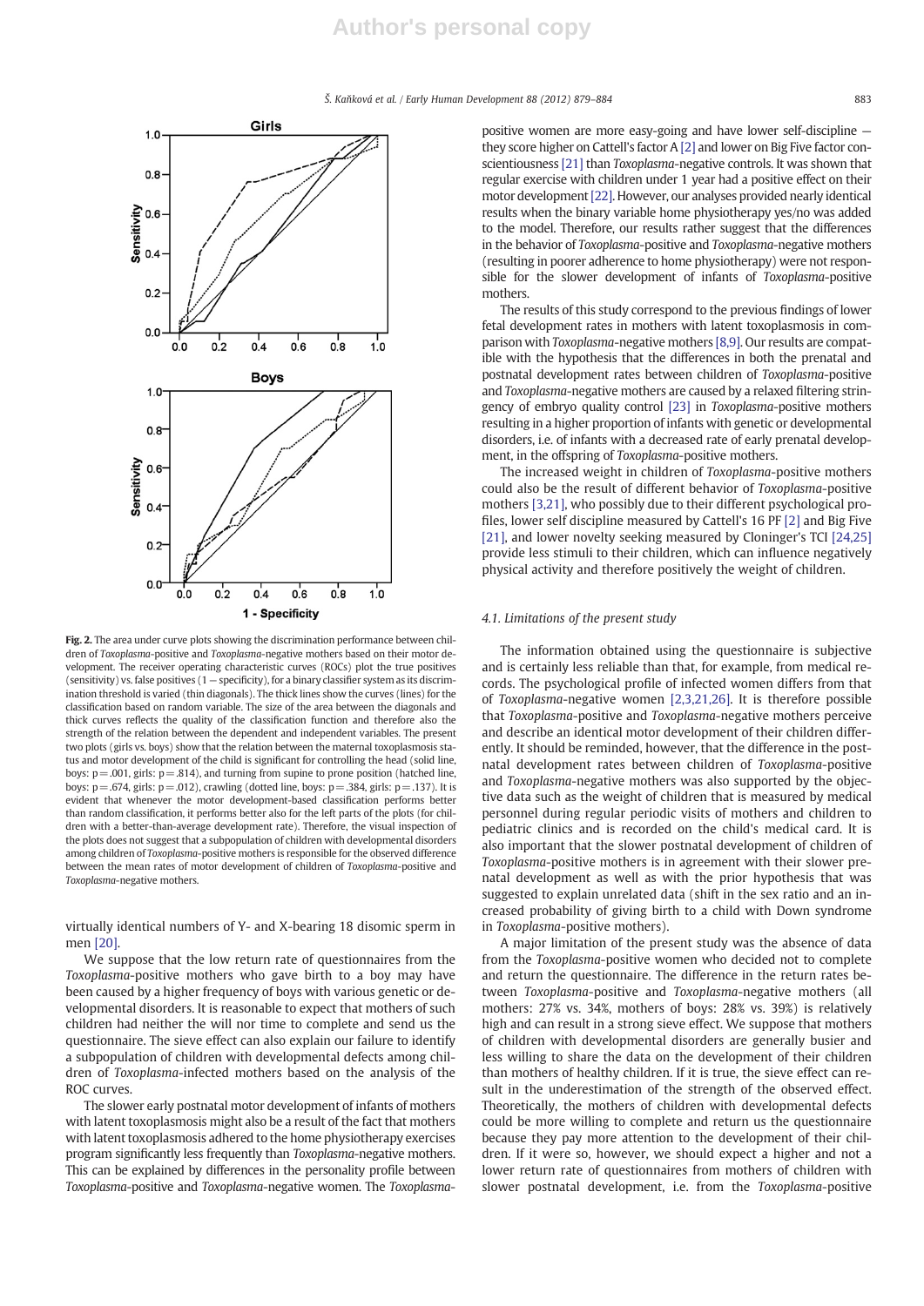Girls

1.0
0.8
0.6
0.4
0.2
0.0
Sensitivity
0.0 0.2 0.4 0.6 0.8 1.0

Boys

1.0
0.8
0.6
0.4
0.2
0.0
Sensitivity
0.0 0.2 0.4 0.6 0.8 1.0
1 - Specificity

**Fig. 2.** The area under curve plots showing the discrimination performance between children of *Toxoplasma*-positive and *Toxoplasma*-negative mothers based on their motor development. The receiver operating characteristic curves (ROCs) plot the true positives (sensitivity) vs. false positives (1 − specificity), for a binary classifier system as its discrimination threshold is varied (thin diagonals). The thick lines show the curves (lines) for the classification based on random variable. The size of the area between the diagonals and thick curves reflects the quality of the classification function and therefore also the strength of the relation between the dependent and independent variables. The present two plots (girls vs. boys) show that the relation between the maternal toxoplasmosis status and motor development of the child is significant for controlling the head (solid line, boys: p = .001, girls: p = .814), and turning from supine to prone position (hatched line, boys: p = .674, girls: p = .012), crawling (dotted line, boys: p = .384, girls: p = .137). It is evident that whenever the motor development-based classification performs better than random classification, it performs better also for the left parts of the plots (for children with a better-than-average development rate). Therefore, the visual inspection of the plots does not suggest that a subpopulation of children with developmental disorders among children of *Toxoplasma*-positive mothers is responsible for the observed difference between the mean rates of motor development of children of *Toxoplasma*-positive and *Toxoplasma*-negative mothers.

virtually identical numbers of Y- and X-bearing 18 disomic sperm in men [20].

We suppose that the low return rate of questionnaires from the *Toxoplasma*-positive mothers who gave birth to a boy may have been caused by a higher frequency of boys with various genetic or developmental disorders. It is reasonable to expect that mothers of such children had neither the will nor time to complete and send us the questionnaire. The sieve effect can also explain our failure to identify a subpopulation of children with developmental defects among children of *Toxoplasma*-infected mothers based on the analysis of the ROC curves.

The slower early postnatal motor development of infants of mothers with latent toxoplasmosis might also be a result of the fact that mothers with latent toxoplasmosis adhered to the home physiotherapy exercises program significantly less frequently than *Toxoplasma*-negative mothers. This can be explained by differences in the personality profile between *Toxoplasma*-positive and *Toxoplasma*-negative women. The *Toxoplasma*-positive women are more easy-going and have lower self-discipline — they score higher on Cattell's factor A [2] and lower on Big Five factor conscientiousness [21] than *Toxoplasma*-negative controls. It was shown that regular exercise with children under 1 year had a positive effect on their motor development [22]. However, our analyses provided nearly identical results when the binary variable home physiotherapy yes/no was added to the model. Therefore, our results rather suggest that the differences in the behavior of *Toxoplasma*-positive and *Toxoplasma*-negative mothers (resulting in poorer adherence to home physiotherapy) were not responsible for the slower development of infants of *Toxoplasma*-positive mothers.

The results of this study correspond to the previous findings of lower fetal development rates in mothers with latent toxoplasmosis in comparison with *Toxoplasma*-negative mothers [8,9]. Our results are compatible with the hypothesis that the differences in both the prenatal and postnatal development rates between children of *Toxoplasma*-positive and *Toxoplasma*-negative mothers are caused by a relaxed filtering stringency of embryo quality control [23] in *Toxoplasma*-positive mothers resulting in a higher proportion of infants with genetic or developmental disorders, i.e. of infants with a decreased rate of early prenatal development, in the offspring of *Toxoplasma*-positive mothers.

The increased weight in children of *Toxoplasma*-positive mothers could also be the result of different behavior of *Toxoplasma*-positive mothers [3,21], who possibly due to their different psychological profiles, lower self discipline measured by Cattell's 16 PF [2] and Big Five [21], and lower novelty seeking measured by Cloninger's TCI [24,25] provide less stimuli to their children, which can influence negatively physical activity and therefore positively the weight of children.

### 4.1. Limitations of the present study

The information obtained using the questionnaire is subjective and is certainly less reliable than that, for example, from medical records. The psychological profile of infected women differs from that of *Toxoplasma*-negative women [2,3,21,26]. It is therefore possible that *Toxoplasma*-positive and *Toxoplasma*-negative mothers perceive and describe an identical motor development of their children differently. It should be reminded, however, that the difference in the postnatal development rates between children of *Toxoplasma*-positive and *Toxoplasma*-negative mothers was also supported by the objective data such as the weight of children that is measured by medical personnel during regular periodic visits of mothers and children to pediatric clinics and is recorded on the child's medical card. It is also important that the slower postnatal development of children of *Toxoplasma*-positive mothers is in agreement with their slower prenatal development as well as with the prior hypothesis that was suggested to explain unrelated data (shift in the sex ratio and an increased probability of giving birth to a child with Down syndrome in *Toxoplasma*-positive mothers).

A major limitation of the present study was the absence of data from the *Toxoplasma*-positive women who decided not to complete and return the questionnaire. The difference in the return rates between *Toxoplasma*-positive and *Toxoplasma*-negative mothers (all mothers: 27% vs. 34%, mothers of boys: 28% vs. 39%) is relatively high and can result in a strong sieve effect. We suppose that mothers of children with developmental disorders are generally busier and less willing to share the data on the development of their children than mothers of healthy children. If it is true, the sieve effect can result in the underestimation of the strength of the observed effect. Theoretically, the mothers of children with developmental defects could be more willing to complete and return us the questionnaire because they pay more attention to the development of their children. If it were so, however, we should expect a higher and not a lower return rate of questionnaires from mothers of children with slower postnatal development, i.e. from the *Toxoplasma*-positive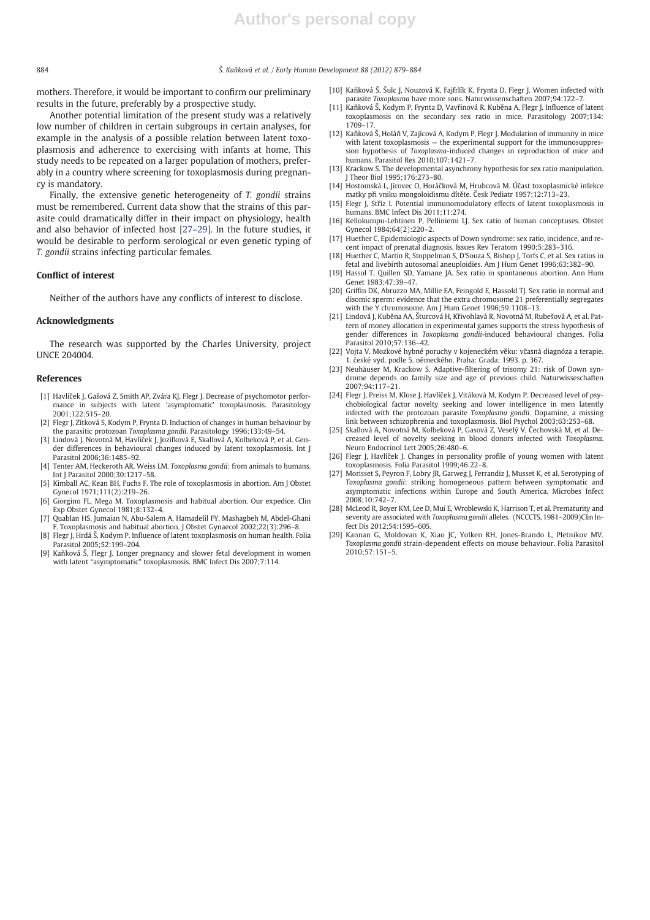mothers. Therefore, it would be important to confirm our preliminary results in the future, preferably by a prospective study.

Another potential limitation of the present study was a relatively low number of children in certain subgroups in certain analyses, for example in the analysis of a possible relation between latent toxoplasmosis and adherence to exercising with infants at home. This study needs to be repeated on a larger population of mothers, preferably in a country where screening for toxoplasmosis during pregnancy is mandatory.

Finally, the extensive genetic heterogeneity of *T. gondii* strains must be remembered. Current data show that the strains of this parasite could dramatically differ in their impact on physiology, health and also behavior of infected host [27–29]. In the future studies, it would be desirable to perform serological or even genetic typing of *T. gondii* strains infecting particular females.

## Conflict of interest

Neither of the authors have any conflicts of interest to disclose.

## Acknowledgments

The research was supported by the Charles University, project UNCE 204004.

## References

[1] Havlíček J, Gašová Z, Smith AP, Zvára KJ, Flegr J. Decrease of psychomotor performance in subjects with latent 'asymptomatic' toxoplasmosis. Parasitology 2001;122:515–20.

[2] Flegr J, Zítková S, Kodym P, Frynta D. Induction of changes in human behaviour by the parasitic protozoan *Toxoplasma gondii*. Parasitology 1996;133:49–54.

[3] Lindová J, Novotná M, Havlíček J, Jozífková E, Skallová A, Kolbeková P, et al. Gender differences in behavioural changes induced by latent toxoplasmosis. Int J Parasitol 2006;36:1485–92.

[4] Tenter AM, Heckeroth AR, Weiss LM. *Toxoplasma gondii*: from animals to humans. Int J Parasitol 2000;30:1217–58.

[5] Kimball AC, Kean BH, Fuchs F. The role of toxoplasmosis in abortion. Am J Obstet Gynecol 1971;111(2):219–26.

[6] Giorgino FL, Mega M. Toxoplasmosis and habitual abortion. Our expedice. Clin Exp Obstet Gynecol 1981;8:132–4.

[7] Quablan HS, Jumaian N, Abu-Salem A, Hamadelil FY, Mashagbeh M, Abdel-Ghani F. Toxoplasmosis and habitual abortion. J Obstet Gynaecol 2002;22(3):296–8.

[8] Flegr J, Hrdá Š, Kodym P. Influence of latent toxoplasmosis on human health. Folia Parasitol 2005;52:199–204.

[9] Kaňková Š, Flegr J. Longer pregnancy and slower fetal development in women with latent "asymptomatic" toxoplasmosis. BMC Infect Dis 2007;7:114.

[10] Kaňková Š, Šulc J, Nouzová K, Fajfrlík K, Frynta D, Flegr J. Women infected with parasite *Toxoplasma* have more sons. Naturwissenschaften 2007;94:122–7.

[11] Kaňková Š, Kodym P, Frynta D, Vavřinová R, Kuběna A, Flegr J. Influence of latent toxoplasmosis on the secondary sex ratio in mice. Parasitology 2007;134:1709–17.

[12] Kaňková Š, Holáň V, Zajícová A, Kodym P, Flegr J. Modulation of immunity in mice with latent toxoplasmosis — the experimental support for the immunosuppression hypothesis of *Toxoplasma*-induced changes in reproduction of mice and humans. Parasitol Res 2010;107:1421–7.

[13] Krackow S. The developmental asynchrony hypothesis for sex ratio manipulation. J Theor Biol 1995;176:273–80.

[14] Hostomská L, Jírovec O, Horáčková M, Hrubcová M. Účast toxoplasmické infekce matky při vniku mongoloidismu dítěte. Česk Pediatr 1957;12:713–23.

[15] Flegr J, Stříž I. Potential immunomodulatory effects of latent toxoplasmosis in humans. BMC Infect Dis 2011;11:274.

[16] Kellokumpu-Lehtinen P, Pelliniemi LJ. Sex ratio of human conceptuses. Obstet Gynecol 1984;64(2):220–2.

[17] Huether C. Epidemiologic aspects of Down syndrome: sex ratio, incidence, and recent impact of prenatal diagnosis. Issues Rev Teratom 1990;5:283–316.

[18] Huether C, Martin R, Stoppelman S, D'Souza S, Bishop J, Torfs C, et al. Sex ratios in fetal and livebirth autosomal aneuploidies. Am J Hum Genet 1996;63:382–90.

[19] Hassol T, Quillen SD, Yamane JA. Sex ratio in spontaneous abortion. Ann Hum Genet 1983;47:39–47.

[20] Griffin DK, Abruzzo MA, Millie EA, Feingold E, Hassold TJ. Sex ratio in normal and disomic sperm: evidence that the extra chromosome 21 preferentially segregates with the Y chromosome. Am J Hum Genet 1996;59:1108–13.

[21] Lindová J, Kuběna AA, Šturcová H, Křivohlavá R, Novotná M, Rubešová A, et al. Pattern of money allocation in experimental games supports the stress hypothesis of gender differences in *Toxoplasma gondii*-induced behavioural changes. Folia Parasitol 2010;57:136–42.

[22] Vojta V. Mozkové hybné poruchy v kojeneckém věku: včasná diagnóza a terapie. 1. české vyd. podle 5. německého. Praha: Grada; 1993. p. 367.

[23] Neuhäuser M, Krackow S. Adaptive-filtering of trisomy 21: risk of Down syndrome depends on family size and age of previous child. Naturwisseschaften 2007;94:117–21.

[24] Flegr J, Preiss M, Klose J, Havlíček J, Vitáková M, Kodym P. Decreased level of psychobiological factor novelty seeking and lower intelligence in men latently infected with the protozoan parasite *Toxoplasma gondii*. Dopamine, a missing link between schizophrenia and toxoplasmosis. Biol Psychol 2003;63:253–68.

[25] Skallová A, Novotná M, Kolbeková P, Gasová Z, Veselý V, Čechovská M, et al. Decreased level of novelty seeking in blood donors infected with *Toxoplasma*. Neuro Endocrinol Lett 2005;26:480–6.

[26] Flegr J, Havlíček J. Changes in personality profile of young women with latent toxoplasmosis. Folia Parasitol 1999;46:22–8.

[27] Morisset S, Peyron F, Lobry JR, Garweg J, Ferrandiz J, Musset K, et al. Serotyping of *Toxoplasma gondii*: striking homogeneous pattern between symptomatic and asymptomatic infections within Europe and South America. Microbes Infect 2008;10:742–7.

[28] McLeod R, Boyer KM, Lee D, Mui E, Wroblewski K, Harrison T, et al. Prematurity and severity are associated with *Toxoplasma gondii* alleles. (NCCCTS, 1981–2009)Clin Infect Dis 2012;54:1595–605.

[29] Kannan G, Moldovan K, Xiao JC, Yolken RH, Jones-Brando L, Pletnikov MV. *Toxoplasma gondii* strain-dependent effects on mouse behaviour. Folia Parasitol 2010;57:151–5.